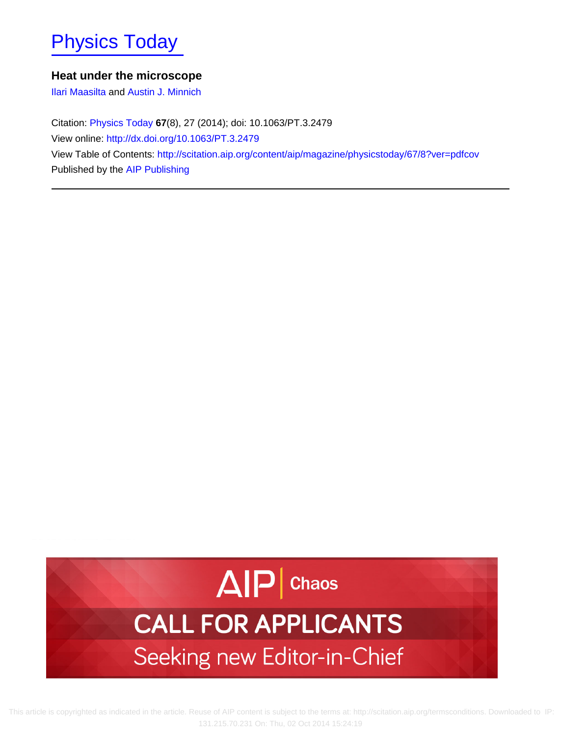# Physics Today

## Heat under the microscope

Ilari Maasilta and Austin J. Minnich

Citation: Physics Today **67**(8), 27 (2014); doi: 10.1063/PT.3.2479

View online: http://dx.doi.org/10.1063/PT.3.2479

View Table of Contents: http://scitation.aip.org/content/aip/magazine/physicstoday/67/8?ver=pdfcov

Published by the AIP Publishing

---

AIP | Chaos

CALL FOR APPLICANTS

Seeking new Editor-in-Chief

This article is copyrighted as indicated in the article. Reuse of AIP content is subject to the terms at: http://scitation.aip.org/termsconditions. Downloaded to IP: 131.215.70.231 On: Thu, 02 Oct 2014 15:24:19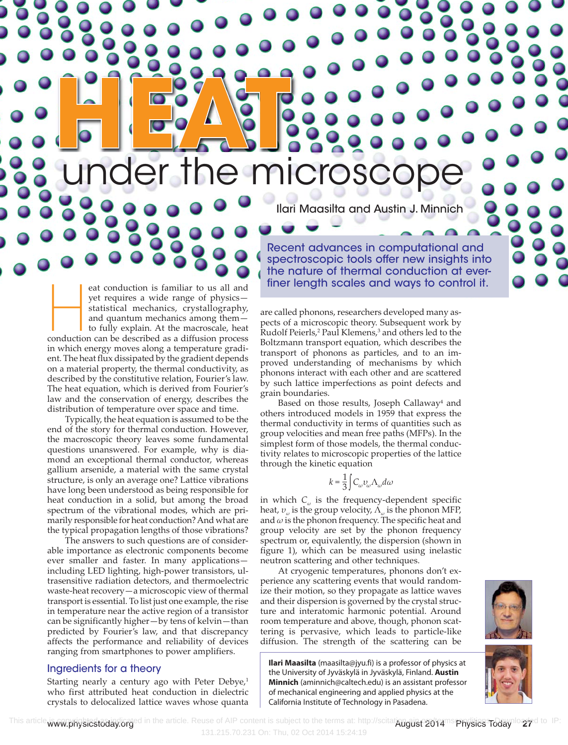# HEAT under the microscope

Ilari Maasilta and Austin J. Minnich

**Recent advances in computational and spectroscopic tools offer new insights into the nature of thermal conduction at ever-finer length scales and ways to control it.**

Heat conduction is familiar to us all and yet requires a wide range of physics—statistical mechanics, crystallography, and quantum mechanics among them—to fully explain. At the macroscale, heat conduction can be described as a diffusion process in which energy moves along a temperature gradient. The heat flux dissipated by the gradient depends on a material property, the thermal conductivity, as described by the constitutive relation, Fourier's law. The heat equation, which is derived from Fourier's law and the conservation of energy, describes the distribution of temperature over space and time.

Typically, the heat equation is assumed to be the end of the story for thermal conduction. However, the macroscopic theory leaves some fundamental questions unanswered. For example, why is diamond an exceptional thermal conductor, whereas gallium arsenide, a material with the same crystal structure, is only an average one? Lattice vibrations have long been understood as being responsible for heat conduction in a solid, but among the broad spectrum of the vibrational modes, which are primarily responsible for heat conduction? And what are the typical propagation lengths of those vibrations?

The answers to such questions are of considerable importance as electronic components become ever smaller and faster. In many applications—including LED lighting, high-power transistors, ultrasensitive radiation detectors, and thermoelectric waste-heat recovery—a microscopic view of thermal transport is essential. To list just one example, the rise in temperature near the active region of a transistor can be significantly higher—by tens of kelvin—than predicted by Fourier's law, and that discrepancy affects the performance and reliability of devices ranging from smartphones to power amplifiers.

## Ingredients for a theory

Starting nearly a century ago with Peter Debye,[1] who first attributed heat conduction in dielectric crystals to delocalized lattice waves whose quanta are called phonons, researchers developed many aspects of a microscopic theory. Subsequent work by Rudolf Peierls,[2] Paul Klemens,[3] and others led to the Boltzmann transport equation, which describes the transport of phonons as particles, and to an improved understanding of mechanisms by which phonons interact with each other and are scattered by such lattice imperfections as point defects and grain boundaries.

Based on those results, Joseph Callaway[4] and others introduced models in 1959 that express the thermal conductivity in terms of quantities such as group velocities and mean free paths (MFPs). In the simplest form of those models, the thermal conductivity relates to microscopic properties of the lattice through the kinetic equation

$$k = \frac{1}{3}\int C_\omega v_\omega \Lambda_\omega d\omega$$

in which $C_\omega$ is the frequency-dependent specific heat, $v_\omega$ is the group velocity, $\Lambda_\omega$ is the phonon MFP, and $\omega$ is the phonon frequency. The specific heat and group velocity are set by the phonon frequency spectrum or, equivalently, the dispersion (shown in figure 1), which can be measured using inelastic neutron scattering and other techniques.

At cryogenic temperatures, phonons don't experience any scattering events that would randomize their motion, so they propagate as lattice waves and their dispersion is governed by the crystal structure and interatomic harmonic potential. Around room temperature and above, though, phonon scattering is pervasive, which leads to particle-like diffusion. The strength of the scattering can be

**Ilari Maasilta** (maasilta@jyu.fi) is a professor of physics at the University of Jyväskylä in Jyväskylä, Finland. **Austin Minnich** (aminnich@caltech.edu) is an assistant professor of mechanical engineering and applied physics at the California Institute of Technology in Pasadena.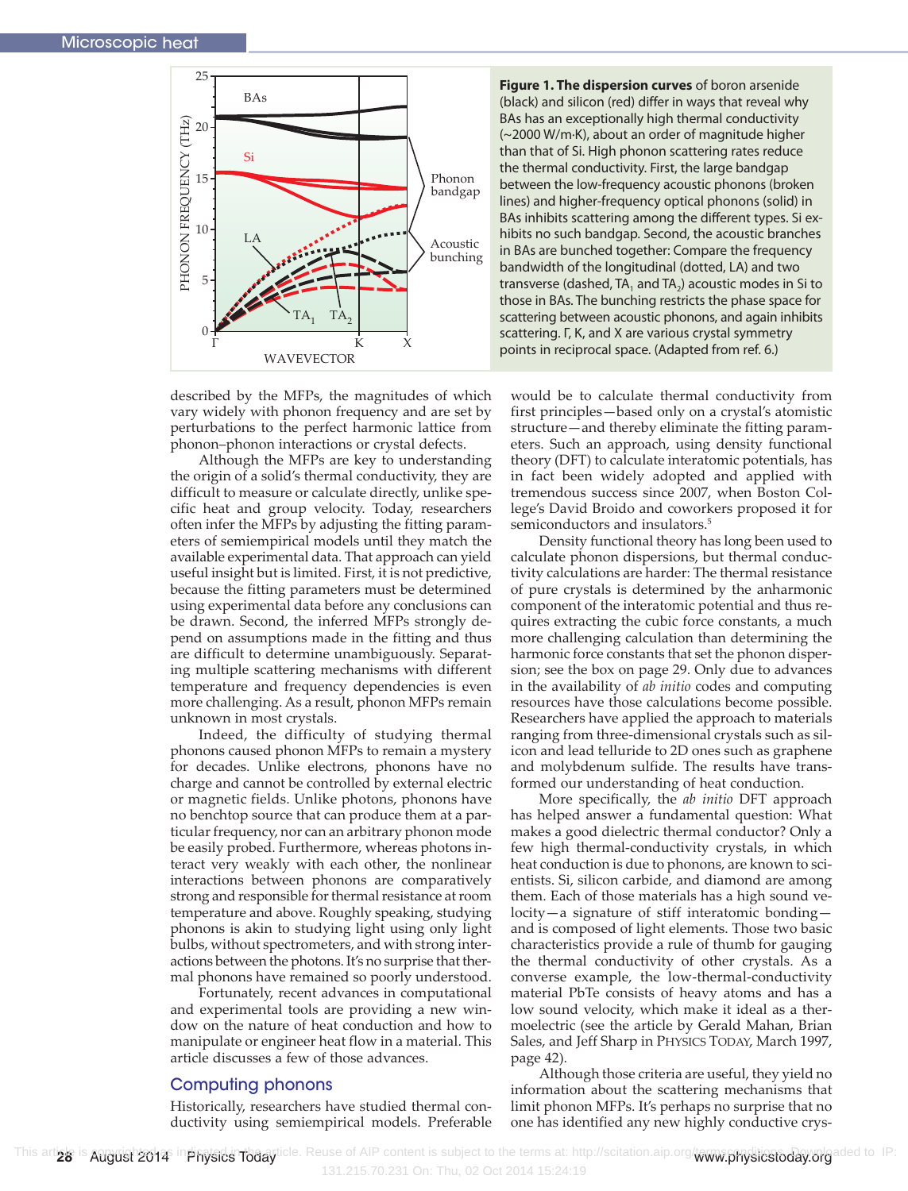25

20

15

10

5

0

PHONON FREQUENCY (THz)

BAs

Si

LA

TA$_1$

TA$_2$

Phonon bandgap

Acoustic bunching

Γ

K

X

WAVEVECTOR

**Figure 1. The dispersion curves** of boron arsenide (black) and silicon (red) differ in ways that reveal why BAs has an exceptionally high thermal conductivity (~2000 W/m·K), about an order of magnitude higher than that of Si. High phonon scattering rates reduce the thermal conductivity. First, the large bandgap between the low-frequency acoustic phonons (broken lines) and higher-frequency optical phonons (solid) in BAs inhibits scattering among the different types. Si exhibits no such bandgap. Second, the acoustic branches in BAs are bunched together: Compare the frequency bandwidth of the longitudinal (dotted, LA) and two transverse (dashed, TA$_1$ and TA$_2$) acoustic modes in Si to those in BAs. The bunching restricts the phase space for scattering between acoustic phonons, and again inhibits scattering. Γ, K, and X are various crystal symmetry points in reciprocal space. (Adapted from ref. 6.)

described by the MFPs, the magnitudes of which vary widely with phonon frequency and are set by perturbations to the perfect harmonic lattice from phonon–phonon interactions or crystal defects.

Although the MFPs are key to understanding the origin of a solid's thermal conductivity, they are difficult to measure or calculate directly, unlike specific heat and group velocity. Today, researchers often infer the MFPs by adjusting the fitting parameters of semiempirical models until they match the available experimental data. That approach can yield useful insight but is limited. First, it is not predictive, because the fitting parameters must be determined using experimental data before any conclusions can be drawn. Second, the inferred MFPs strongly depend on assumptions made in the fitting and thus are difficult to determine unambiguously. Separating multiple scattering mechanisms with different temperature and frequency dependencies is even more challenging. As a result, phonon MFPs remain unknown in most crystals.

Indeed, the difficulty of studying thermal phonons caused phonon MFPs to remain a mystery for decades. Unlike electrons, phonons have no charge and cannot be controlled by external electric or magnetic fields. Unlike photons, phonons have no benchtop source that can produce them at a particular frequency, nor can an arbitrary phonon mode be easily probed. Furthermore, whereas photons interact very weakly with each other, the nonlinear interactions between phonons are comparatively strong and responsible for thermal resistance at room temperature and above. Roughly speaking, studying phonons is akin to studying light using only light bulbs, without spectrometers, and with strong interactions between the photons. It's no surprise that thermal phonons have remained so poorly understood.

Fortunately, recent advances in computational and experimental tools are providing a new window on the nature of heat conduction and how to manipulate or engineer heat flow in a material. This article discusses a few of those advances.

## Computing phonons

Historically, researchers have studied thermal conductivity using semiempirical models. Preferable would be to calculate thermal conductivity from first principles—based only on a crystal's atomistic structure—and thereby eliminate the fitting parameters. Such an approach, using density functional theory (DFT) to calculate interatomic potentials, has in fact been widely adopted and applied with tremendous success since 2007, when Boston College's David Broido and coworkers proposed it for semiconductors and insulators.[5]

Density functional theory has long been used to calculate phonon dispersions, but thermal conductivity calculations are harder: The thermal resistance of pure crystals is determined by the anharmonic component of the interatomic potential and thus requires extracting the cubic force constants, a much more challenging calculation than determining the harmonic force constants that set the phonon dispersion; see the box on page 29. Only due to advances in the availability of *ab initio* codes and computing resources have those calculations become possible. Researchers have applied the approach to materials ranging from three-dimensional crystals such as silicon and lead telluride to 2D ones such as graphene and molybdenum sulfide. The results have transformed our understanding of heat conduction.

More specifically, the *ab initio* DFT approach has helped answer a fundamental question: What makes a good dielectric thermal conductor? Only a few high thermal-conductivity crystals, in which heat conduction is due to phonons, are known to scientists. Si, silicon carbide, and diamond are among them. Each of those materials has a high sound velocity—a signature of stiff interatomic bonding—and is composed of light elements. Those two basic characteristics provide a rule of thumb for gauging the thermal conductivity of other crystals. As a converse example, the low-thermal-conductivity material PbTe consists of heavy atoms and has a low sound velocity, which make it ideal as a thermoelectric (see the article by Gerald Mahan, Brian Sales, and Jeff Sharp in Physics Today, March 1997, page 42).

Although those criteria are useful, they yield no information about the scattering mechanisms that limit phonon MFPs. It's perhaps no surprise that no one has identified any new highly conductive crys-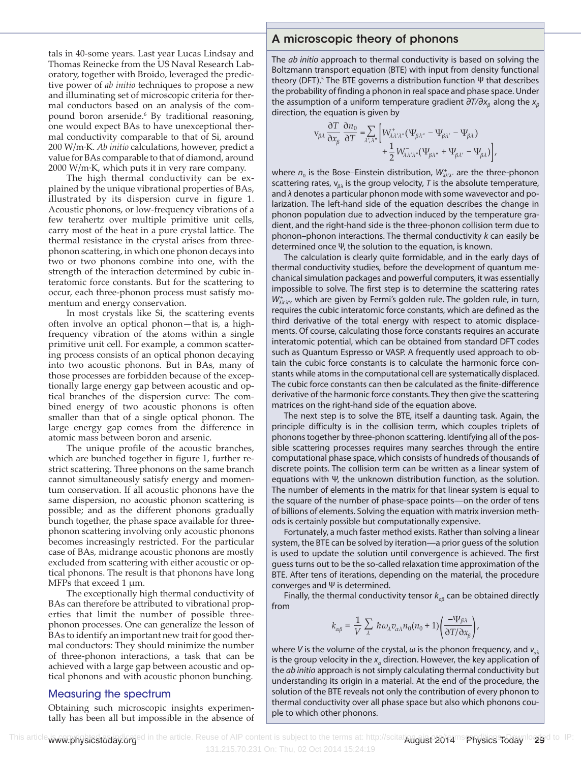tals in 40-some years. Last year Lucas Lindsay and Thomas Reinecke from the US Naval Research Laboratory, together with Broido, leveraged the predictive power of *ab initio* techniques to propose a new and illuminating set of microscopic criteria for thermal conductors based on an analysis of the compound boron arsenide.[6] By traditional reasoning, one would expect BAs to have unexceptional thermal conductivity comparable to that of Si, around 200 W/m·K. *Ab initio* calculations, however, predict a value for BAs comparable to that of diamond, around 2000 W/m·K, which puts it in very rare company.

The high thermal conductivity can be explained by the unique vibrational properties of BAs, illustrated by its dispersion curve in figure 1. Acoustic phonons, or low-frequency vibrations of a few terahertz over multiple primitive unit cells, carry most of the heat in a pure crystal lattice. The thermal resistance in the crystal arises from three-phonon scattering, in which one phonon decays into two or two phonons combine into one, with the strength of the interaction determined by cubic interatomic force constants. But for the scattering to occur, each three-phonon process must satisfy momentum and energy conservation.

In most crystals like Si, the scattering events often involve an optical phonon—that is, a high-frequency vibration of the atoms within a single primitive unit cell. For example, a common scattering process consists of an optical phonon decaying into two acoustic phonons. But in BAs, many of those processes are forbidden because of the exceptionally large energy gap between acoustic and optical branches of the dispersion curve: The combined energy of two acoustic phonons is often smaller than that of a single optical phonon. The large energy gap comes from the difference in atomic mass between boron and arsenic.

The unique profile of the acoustic branches, which are bunched together in figure 1, further restrict scattering. Three phonons on the same branch cannot simultaneously satisfy energy and momentum conservation. If all acoustic phonons have the same dispersion, no acoustic phonon scattering is possible; and as the different phonons gradually bunch together, the phase space available for three-phonon scattering involving only acoustic phonons becomes increasingly restricted. For the particular case of BAs, midrange acoustic phonons are mostly excluded from scattering with either acoustic or optical phonons. The result is that phonons have long MFPs that exceed 1 μm.

The exceptionally high thermal conductivity of BAs can therefore be attributed to vibrational properties that limit the number of possible three-phonon processes. One can generalize the lesson of BAs to identify an important new trait for good thermal conductors: They should minimize the number of three-phonon interactions, a task that can be achieved with a large gap between acoustic and optical phonons and with acoustic phonon bunching.

## Measuring the spectrum

Obtaining such microscopic insights experimentally has been all but impossible in the absence of

## A microscopic theory of phonons

The *ab initio* approach to thermal conductivity is based on solving the Boltzmann transport equation (BTE) with input from density functional theory (DFT).[5] The BTE governs a distribution function $\Psi$ that describes the probability of finding a phonon in real space and phase space. Under the assumption of a uniform temperature gradient $\partial T/\partial x_\beta$ along the $x_\beta$ direction, the equation is given by

$$v_{\beta\lambda}\frac{\partial T}{\partial x_\beta}\frac{\partial n_0}{\partial T} = \sum_{\lambda',\lambda''}\left[W^{+}_{\lambda\lambda'\lambda''}(\Psi_{\beta\lambda''} - \Psi_{\beta\lambda'} - \Psi_{\beta\lambda}) + \frac{1}{2}W^{-}_{\lambda\lambda'\lambda''}(\Psi_{\beta\lambda''} + \Psi_{\beta\lambda'} - \Psi_{\beta\lambda})\right],$$

where $n_0$ is the Bose–Einstein distribution, $W^{\pm}_{\lambda\lambda'\lambda''}$ are the three-phonon scattering rates, $v_{\beta\lambda}$ is the group velocity, $T$ is the absolute temperature, and $\lambda$ denotes a particular phonon mode with some wavevector and polarization. The left-hand side of the equation describes the change in phonon population due to advection induced by the temperature gradient, and the right-hand side is the three-phonon collision term due to phonon–phonon interactions. The thermal conductivity $k$ can easily be determined once $\Psi$, the solution to the equation, is known.

The calculation is clearly quite formidable, and in the early days of thermal conductivity studies, before the development of quantum mechanical simulation packages and powerful computers, it was essentially impossible to solve. The first step is to determine the scattering rates $W^{\pm}_{\lambda\lambda'\lambda''}$, which are given by Fermi's golden rule. The golden rule, in turn, requires the cubic interatomic force constants, which are defined as the third derivative of the total energy with respect to atomic displacements. Of course, calculating those force constants requires an accurate interatomic potential, which can be obtained from standard DFT codes such as Quantum Espresso or VASP. A frequently used approach to obtain the cubic force constants is to calculate the harmonic force constants while atoms in the computational cell are systematically displaced. The cubic force constants can then be calculated as the finite-difference derivative of the harmonic force constants. They then give the scattering matrices on the right-hand side of the equation above.

The next step is to solve the BTE, itself a daunting task. Again, the principle difficulty is in the collision term, which couples triplets of phonons together by three-phonon scattering. Identifying all of the possible scattering processes requires many searches through the entire computational phase space, which consists of hundreds of thousands of discrete points. The collision term can be written as a linear system of equations with $\Psi$, the unknown distribution function, as the solution. The number of elements in the matrix for that linear system is equal to the square of the number of phase-space points—on the order of tens of billions of elements. Solving the equation with matrix inversion methods is certainly possible but computationally expensive.

Fortunately, a much faster method exists. Rather than solving a linear system, the BTE can be solved by iteration—a prior guess of the solution is used to update the solution until convergence is achieved. The first guess turns out to be the so-called relaxation time approximation of the BTE. After tens of iterations, depending on the material, the procedure converges and $\Psi$ is determined.

Finally, the thermal conductivity tensor $k_{\alpha\beta}$ can be obtained directly from

$$k_{\alpha\beta} = \frac{1}{V}\sum_{\lambda}\hbar\omega_\lambda v_{\alpha\lambda} n_0(n_0+1)\left(\frac{-\Psi_{\beta\lambda}}{\partial T/\partial x_\beta}\right),$$

where $V$ is the volume of the crystal, $\omega$ is the phonon frequency, and $v_{\alpha\lambda}$ is the group velocity in the $x_\alpha$ direction. However, the key application of the *ab initio* approach is not simply calculating thermal conductivity but understanding its origin in a material. At the end of the procedure, the solution of the BTE reveals not only the contribution of every phonon to thermal conductivity over all phase space but also which phonons couple to which other phonons.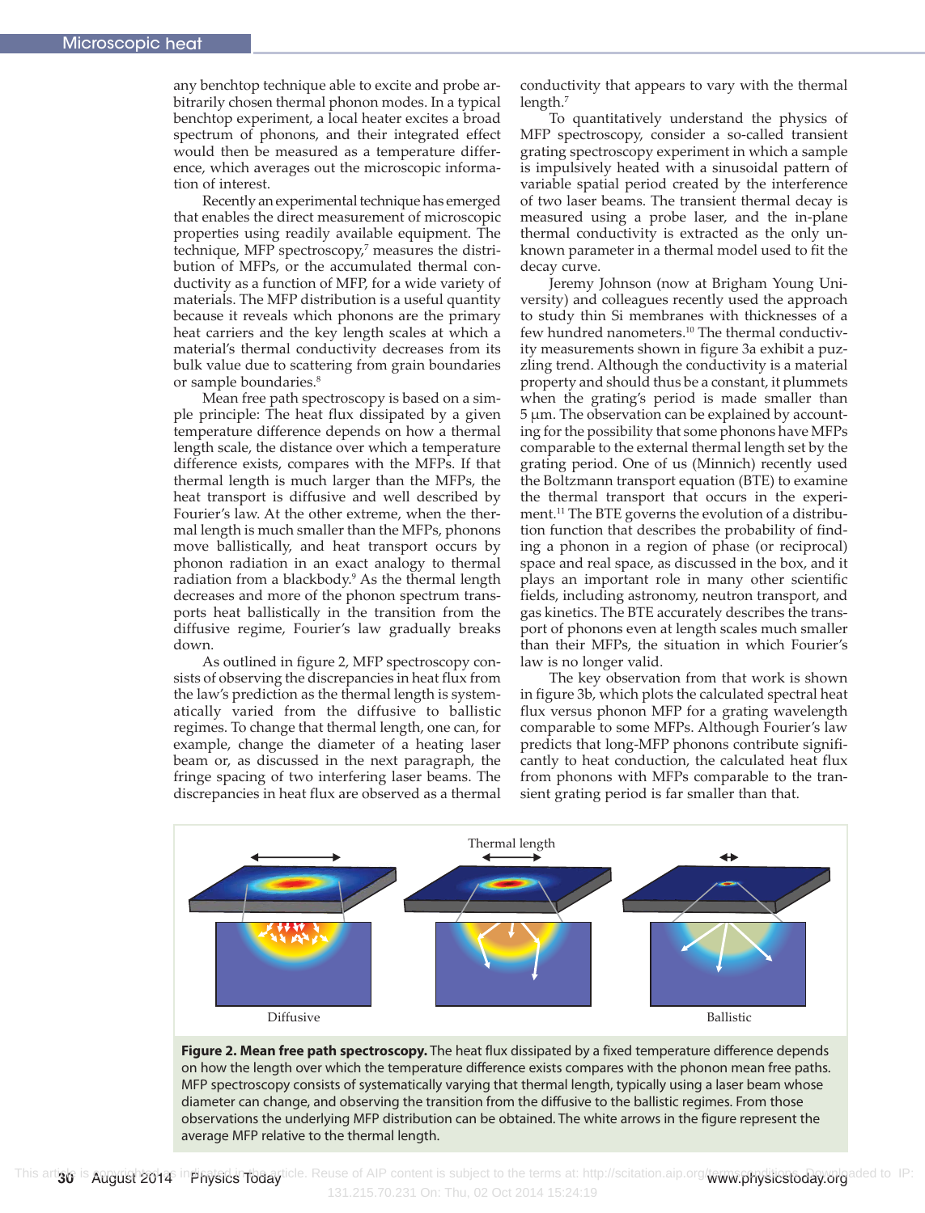any benchtop technique able to excite and probe arbitrarily chosen thermal phonon modes. In a typical benchtop experiment, a local heater excites a broad spectrum of phonons, and their integrated effect would then be measured as a temperature difference, which averages out the microscopic information of interest.

Recently an experimental technique has emerged that enables the direct measurement of microscopic properties using readily available equipment. The technique, MFP spectroscopy,[7] measures the distribution of MFPs, or the accumulated thermal conductivity as a function of MFP, for a wide variety of materials. The MFP distribution is a useful quantity because it reveals which phonons are the primary heat carriers and the key length scales at which a material's thermal conductivity decreases from its bulk value due to scattering from grain boundaries or sample boundaries.[8]

Mean free path spectroscopy is based on a simple principle: The heat flux dissipated by a given temperature difference depends on how a thermal length scale, the distance over which a temperature difference exists, compares with the MFPs. If that thermal length is much larger than the MFPs, the heat transport is diffusive and well described by Fourier's law. At the other extreme, when the thermal length is much smaller than the MFPs, phonons move ballistically, and heat transport occurs by phonon radiation in an exact analogy to thermal radiation from a blackbody.[9] As the thermal length decreases and more of the phonon spectrum transports heat ballistically in the transition from the diffusive regime, Fourier's law gradually breaks down.

As outlined in figure 2, MFP spectroscopy consists of observing the discrepancies in heat flux from the law's prediction as the thermal length is systematically varied from the diffusive to ballistic regimes. To change that thermal length, one can, for example, change the diameter of a heating laser beam or, as discussed in the next paragraph, the fringe spacing of two interfering laser beams. The discrepancies in heat flux are observed as a thermal conductivity that appears to vary with the thermal length.[7]

To quantitatively understand the physics of MFP spectroscopy, consider a so-called transient grating spectroscopy experiment in which a sample is impulsively heated with a sinusoidal pattern of variable spatial period created by the interference of two laser beams. The transient thermal decay is measured using a probe laser, and the in-plane thermal conductivity is extracted as the only unknown parameter in a thermal model used to fit the decay curve.

Jeremy Johnson (now at Brigham Young University) and colleagues recently used the approach to study thin Si membranes with thicknesses of a few hundred nanometers.[10] The thermal conductivity measurements shown in figure 3a exhibit a puzzling trend. Although the conductivity is a material property and should thus be a constant, it plummets when the grating's period is made smaller than 5 μm. The observation can be explained by accounting for the possibility that some phonons have MFPs comparable to the external thermal length set by the grating period. One of us (Minnich) recently used the Boltzmann transport equation (BTE) to examine the thermal transport that occurs in the experiment.[11] The BTE governs the evolution of a distribution function that describes the probability of finding a phonon in a region of phase (or reciprocal) space and real space, as discussed in the box, and it plays an important role in many other scientific fields, including astronomy, neutron transport, and gas kinetics. The BTE accurately describes the transport of phonons even at length scales much smaller than their MFPs, the situation in which Fourier's law is no longer valid.

The key observation from that work is shown in figure 3b, which plots the calculated spectral heat flux versus phonon MFP for a grating wavelength comparable to some MFPs. Although Fourier's law predicts that long-MFP phonons contribute significantly to heat conduction, the calculated heat flux from phonons with MFPs comparable to the transient grating period is far smaller than that.

Thermal length

Diffusive

Ballistic

**Figure 2. Mean free path spectroscopy.** The heat flux dissipated by a fixed temperature difference depends on how the length over which the temperature difference exists compares with the phonon mean free paths. MFP spectroscopy consists of systematically varying that thermal length, typically using a laser beam whose diameter can change, and observing the transition from the diffusive to the ballistic regimes. From those observations the underlying MFP distribution can be obtained. The white arrows in the figure represent the average MFP relative to the thermal length.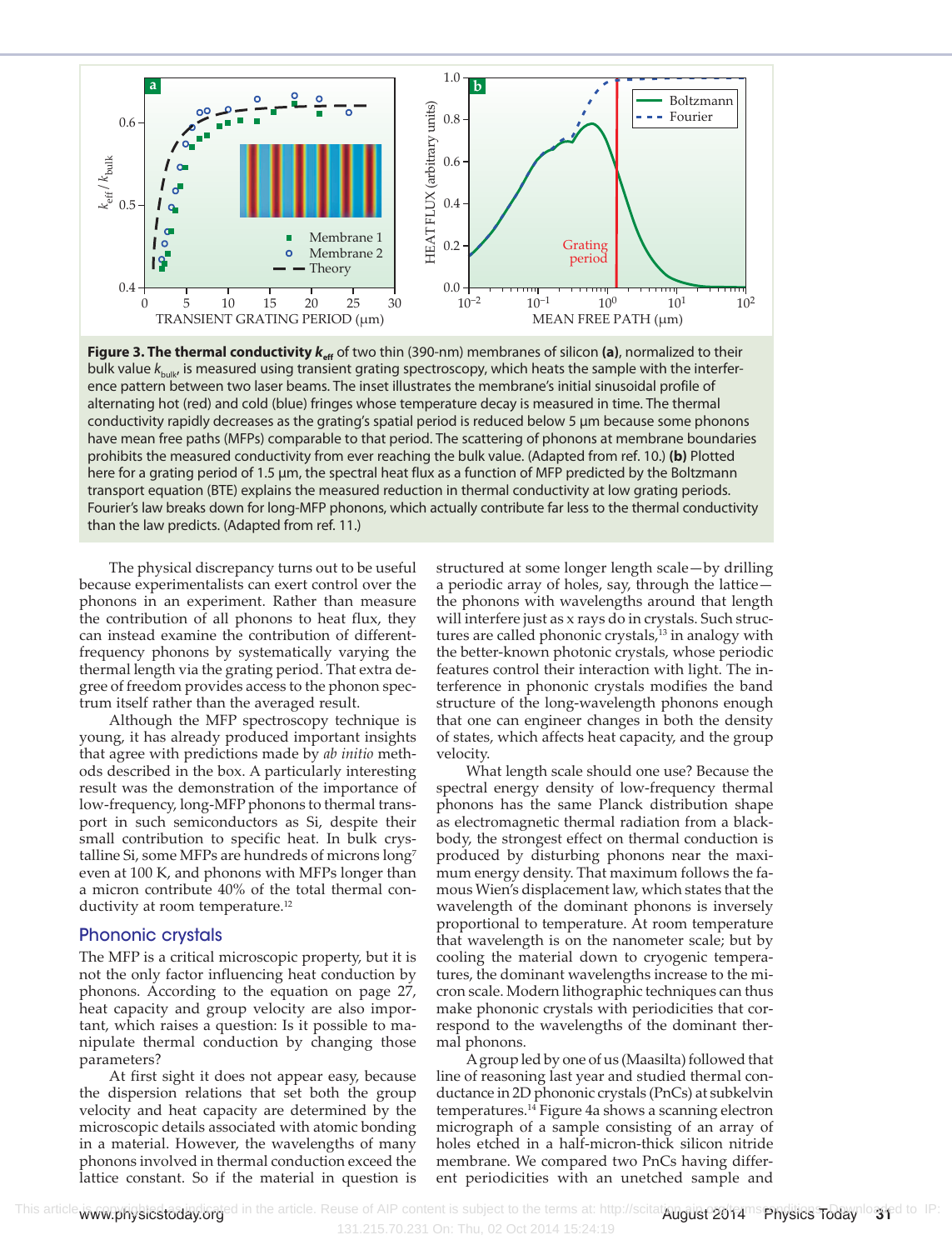a

0.6

$k_{eff} / k_{bulk}$

0.5

0.4

0 5 10 15 20 25 30

TRANSIENT GRATING PERIOD (μm)

Membrane 1

Membrane 2

Theory

b

1.0

0.8

0.6

0.4

0.2

0.0

HEAT FLUX (arbitrary units)

$10^{-2}$ $10^{-1}$ $10^{0}$ $10^{1}$ $10^{2}$

MEAN FREE PATH (μm)

Boltzmann

Fourier

Grating period

**Figure 3. The thermal conductivity $k_{eff}$** of two thin (390-nm) membranes of silicon **(a)**, normalized to their bulk value $k_{bulk}$, is measured using transient grating spectroscopy, which heats the sample with the interference pattern between two laser beams. The inset illustrates the membrane's initial sinusoidal profile of alternating hot (red) and cold (blue) fringes whose temperature decay is measured in time. The thermal conductivity rapidly decreases as the grating's spatial period is reduced below 5 μm because some phonons have mean free paths (MFPs) comparable to that period. The scattering of phonons at membrane boundaries prohibits the measured conductivity from ever reaching the bulk value. (Adapted from ref. 10.) **(b)** Plotted here for a grating period of 1.5 μm, the spectral heat flux as a function of MFP predicted by the Boltzmann transport equation (BTE) explains the measured reduction in thermal conductivity at low grating periods. Fourier's law breaks down for long-MFP phonons, which actually contribute far less to the thermal conductivity than the law predicts. (Adapted from ref. 11.)

The physical discrepancy turns out to be useful because experimentalists can exert control over the phonons in an experiment. Rather than measure the contribution of all phonons to heat flux, they can instead examine the contribution of different-frequency phonons by systematically varying the thermal length via the grating period. That extra degree of freedom provides access to the phonon spectrum itself rather than the averaged result.

Although the MFP spectroscopy technique is young, it has already produced important insights that agree with predictions made by *ab initio* methods described in the box. A particularly interesting result was the demonstration of the importance of low-frequency, long-MFP phonons to thermal transport in such semiconductors as Si, despite their small contribution to specific heat. In bulk crystalline Si, some MFPs are hundreds of microns long[7] even at 100 K, and phonons with MFPs longer than a micron contribute 40% of the total thermal conductivity at room temperature.[12]

## Phononic crystals

The MFP is a critical microscopic property, but it is not the only factor influencing heat conduction by phonons. According to the equation on page 27, heat capacity and group velocity are also important, which raises a question: Is it possible to manipulate thermal conduction by changing those parameters?

At first sight it does not appear easy, because the dispersion relations that set both the group velocity and heat capacity are determined by the microscopic details associated with atomic bonding in a material. However, the wavelengths of many phonons involved in thermal conduction exceed the lattice constant. So if the material in question is structured at some longer length scale—by drilling a periodic array of holes, say, through the lattice—the phonons with wavelengths around that length will interfere just as x rays do in crystals. Such structures are called phononic crystals,[13] in analogy with the better-known photonic crystals, whose periodic features control their interaction with light. The interference in phononic crystals modifies the band structure of the long-wavelength phonons enough that one can engineer changes in both the density of states, which affects heat capacity, and the group velocity.

What length scale should one use? Because the spectral energy density of low-frequency thermal phonons has the same Planck distribution shape as electromagnetic thermal radiation from a blackbody, the strongest effect on thermal conduction is produced by disturbing phonons near the maximum energy density. That maximum follows the famous Wien's displacement law, which states that the wavelength of the dominant phonons is inversely proportional to temperature. At room temperature that wavelength is on the nanometer scale; but by cooling the material down to cryogenic temperatures, the dominant wavelengths increase to the micron scale. Modern lithographic techniques can thus make phononic crystals with periodicities that correspond to the wavelengths of the dominant thermal phonons.

A group led by one of us (Maasilta) followed that line of reasoning last year and studied thermal conductance in 2D phononic crystals (PnCs) at subkelvin temperatures.[14] Figure 4a shows a scanning electron micrograph of a sample consisting of an array of holes etched in a half-micron-thick silicon nitride membrane. We compared two PnCs having different periodicities with an unetched sample and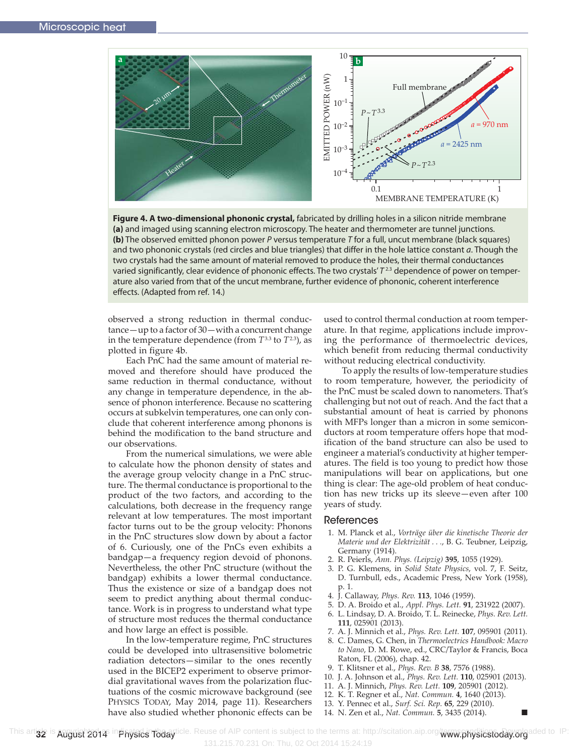a

20 μm

Thermometer

Heater

b

EMITTED POWER (nW)

10

1

$10^{-1}$

$10^{-2}$

$10^{-3}$

$10^{-4}$

Full membrane

$P \sim T^{3.3}$

$a$ = 970 nm

$a$ = 2425 nm

$P \sim T^{2.3}$

0.1

1

MEMBRANE TEMPERATURE (K)

**Figure 4. A two-dimensional phononic crystal,** fabricated by drilling holes in a silicon nitride membrane **(a)** and imaged using scanning electron microscopy. The heater and thermometer are tunnel junctions. **(b)** The observed emitted phonon power $P$ versus temperature $T$ for a full, uncut membrane (black squares) and two phononic crystals (red circles and blue triangles) that differ in the hole lattice constant $a$. Though the two crystals had the same amount of material removed to produce the holes, their thermal conductances varied significantly, clear evidence of phononic effects. The two crystals' $T^{2.3}$ dependence of power on temperature also varied from that of the uncut membrane, further evidence of phononic, coherent interference effects. (Adapted from ref. 14.)

observed a strong reduction in thermal conductance—up to a factor of 30—with a concurrent change in the temperature dependence (from $T^{3.3}$ to $T^{2.3}$), as plotted in figure 4b.

Each PnC had the same amount of material removed and therefore should have produced the same reduction in thermal conductance, without any change in temperature dependence, in the absence of phonon interference. Because no scattering occurs at subkelvin temperatures, one can only conclude that coherent interference among phonons is behind the modification to the band structure and our observations.

From the numerical simulations, we were able to calculate how the phonon density of states and the average group velocity change in a PnC structure. The thermal conductance is proportional to the product of the two factors, and according to the calculations, both decrease in the frequency range relevant at low temperatures. The most important factor turns out to be the group velocity: Phonons in the PnC structures slow down by about a factor of 6. Curiously, one of the PnCs even exhibits a bandgap—a frequency region devoid of phonons. Nevertheless, the other PnC structure (without the bandgap) exhibits a lower thermal conductance. Thus the existence or size of a bandgap does not seem to predict anything about thermal conductance. Work is in progress to understand what type of structure most reduces the thermal conductance and how large an effect is possible.

In the low-temperature regime, PnC structures could be developed into ultrasensitive bolometric radiation detectors—similar to the ones recently used in the BICEP2 experiment to observe primordial gravitational waves from the polarization fluctuations of the cosmic microwave background (see Physics Today, May 2014, page 11). Researchers have also studied whether phononic effects can be used to control thermal conduction at room temperature. In that regime, applications include improving the performance of thermoelectric devices, which benefit from reducing thermal conductivity without reducing electrical conductivity.

To apply the results of low-temperature studies to room temperature, however, the periodicity of the PnC must be scaled down to nanometers. That's challenging but not out of reach. And the fact that a substantial amount of heat is carried by phonons with MFPs longer than a micron in some semiconductors at room temperature offers hope that modification of the band structure can also be used to engineer a material's conductivity at higher temperatures. The field is too young to predict how those manipulations will bear on applications, but one thing is clear: The age-old problem of heat conduction has new tricks up its sleeve—even after 100 years of study.

## References

1. M. Planck et al., *Vorträge über die kinetische Theorie der Materie und der Elektrizität . . .*, B. G. Teubner, Leipzig, Germany (1914).
2. R. Peierls, *Ann. Phys. (Leipzig)* **395**, 1055 (1929).
3. P. G. Klemens, in *Solid State Physics*, vol. 7, F. Seitz, D. Turnbull, eds., Academic Press, New York (1958), p. 1.
4. J. Callaway, *Phys. Rev.* **113**, 1046 (1959).
5. D. A. Broido et al., *Appl. Phys. Lett.* **91**, 231922 (2007).
6. L. Lindsay, D. A. Broido, T. L. Reinecke, *Phys. Rev. Lett.* **111**, 025901 (2013).
7. A. J. Minnich et al., *Phys. Rev. Lett.* **107**, 095901 (2011).
8. C. Dames, G. Chen, in *Thermoelectrics Handbook: Macro to Nano*, D. M. Rowe, ed., CRC/Taylor & Francis, Boca Raton, FL (2006), chap. 42.
9. T. Klitsner et al., *Phys. Rev. B* **38**, 7576 (1988).
10. J. A. Johnson et al., *Phys. Rev. Lett.* **110**, 025901 (2013).
11. A. J. Minnich, *Phys. Rev. Lett.* **109**, 205901 (2012).
12. K. T. Regner et al., *Nat. Commun.* **4**, 1640 (2013).
13. Y. Pennec et al., *Surf. Sci. Rep.* **65**, 229 (2010).
14. N. Zen et al., *Nat. Commun.* **5**, 3435 (2014). ■